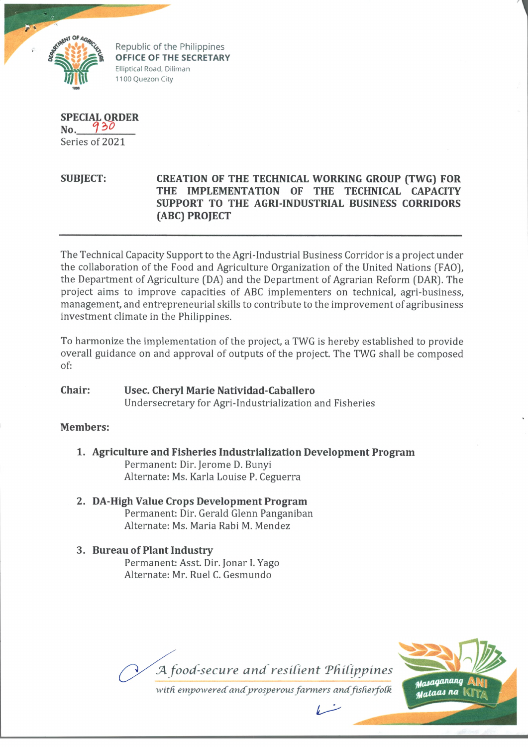Republic of the Philippines
**OFFICE OF THE SECRETARY**
Elliptical Road, Diliman
1100 Quezon City

**SPECIAL ORDER**
**No.** 930
Series of 2021

**SUBJECT:** **CREATION OF THE TECHNICAL WORKING GROUP (TWG) FOR THE IMPLEMENTATION OF THE TECHNICAL CAPACITY SUPPORT TO THE AGRI-INDUSTRIAL BUSINESS CORRIDORS (ABC) PROJECT**

---

The Technical Capacity Support to the Agri-Industrial Business Corridor is a project under the collaboration of the Food and Agriculture Organization of the United Nations (FAO), the Department of Agriculture (DA) and the Department of Agrarian Reform (DAR). The project aims to improve capacities of ABC implementers on technical, agri-business, management, and entrepreneurial skills to contribute to the improvement of agribusiness investment climate in the Philippines.

To harmonize the implementation of the project, a TWG is hereby established to provide overall guidance on and approval of outputs of the project. The TWG shall be composed of:

**Chair:** **Usec. Cheryl Marie Natividad-Caballero**
Undersecretary for Agri-Industrialization and Fisheries

**Members:**

1. **Agriculture and Fisheries Industrialization Development Program**
   Permanent: Dir. Jerome D. Bunyi
   Alternate: Ms. Karla Louise P. Ceguerra

2. **DA-High Value Crops Development Program**
   Permanent: Dir. Gerald Glenn Panganiban
   Alternate: Ms. Maria Rabi M. Mendez

3. **Bureau of Plant Industry**
   Permanent: Asst. Dir. Jonar I. Yago
   Alternate: Mr. Ruel C. Gesmundo

*A food-secure and resilient Philippines with empowered and prosperous farmers and fisherfolk*

Masaganang ANI Mataas na KITA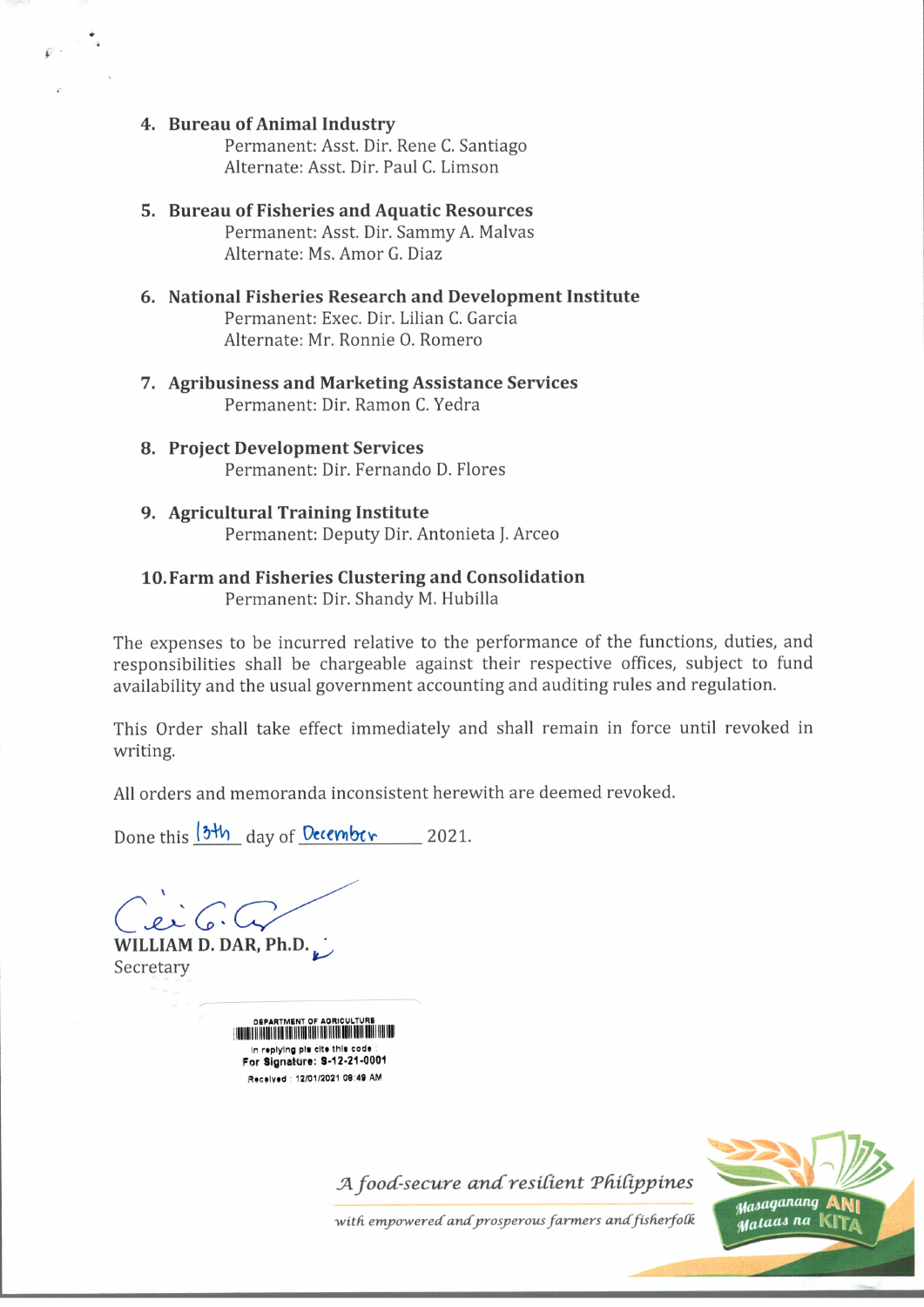4. **Bureau of Animal Industry**
   Permanent: Asst. Dir. Rene C. Santiago
   Alternate: Asst. Dir. Paul C. Limson

5. **Bureau of Fisheries and Aquatic Resources**
   Permanent: Asst. Dir. Sammy A. Malvas
   Alternate: Ms. Amor G. Diaz

6. **National Fisheries Research and Development Institute**
   Permanent: Exec. Dir. Lilian C. Garcia
   Alternate: Mr. Ronnie O. Romero

7. **Agribusiness and Marketing Assistance Services**
   Permanent: Dir. Ramon C. Yedra

8. **Project Development Services**
   Permanent: Dir. Fernando D. Flores

9. **Agricultural Training Institute**
   Permanent: Deputy Dir. Antonieta J. Arceo

10. **Farm and Fisheries Clustering and Consolidation**
    Permanent: Dir. Shandy M. Hubilla

The expenses to be incurred relative to the performance of the functions, duties, and responsibilities shall be chargeable against their respective offices, subject to fund availability and the usual government accounting and auditing rules and regulation.

This Order shall take effect immediately and shall remain in force until revoked in writing.

All orders and memoranda inconsistent herewith are deemed revoked.

Done this 13th day of December 2021.

**WILLIAM D. DAR, Ph.D.**
Secretary

DEPARTMENT OF AGRICULTURE
In replying pls cite this code :
For Signature: S-12-21-0001
Received : 12/01/2021 08:49 AM

*A food-secure and resilient Philippines*
*with empowered and prosperous farmers and fisherfolk*

Masaganang ANI Mataas na KITA